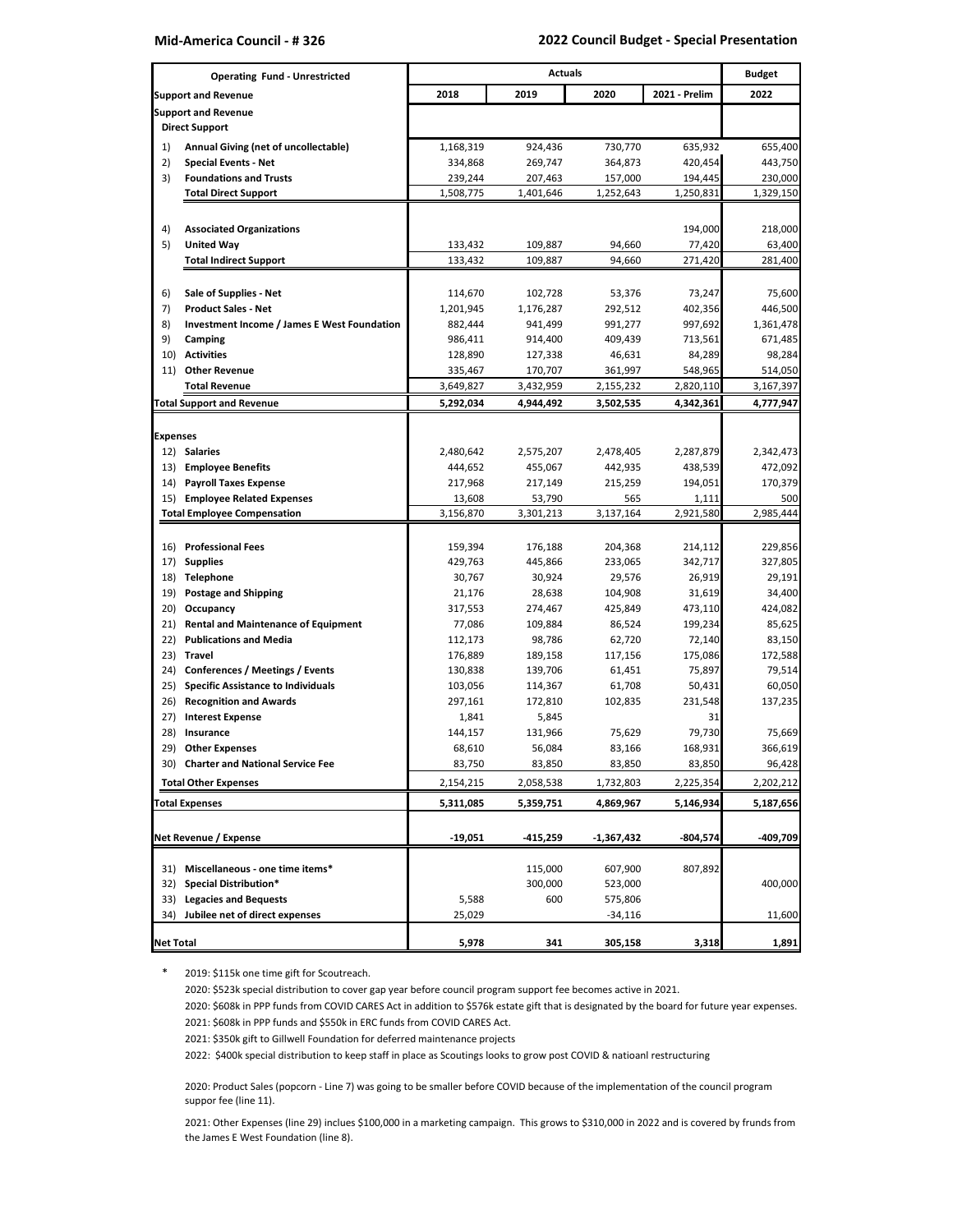**Mid-America Council - # 326** **2022 Council Budget - Special Presentation**

| | Operating Fund - Unrestricted | Actuals | | | | Budget |
|---|---|---|---|---|---|---|
| | **Support and Revenue** | **2018** | **2019** | **2020** | **2021 - Prelim** | **2022** |
| | **Support and Revenue** | | | | | |
| | **Direct Support** | | | | | |
| 1) | **Annual Giving (net of uncollectable)** | 1,168,319 | 924,436 | 730,770 | 635,932 | 655,400 |
| 2) | **Special Events - Net** | 334,868 | 269,747 | 364,873 | 420,454 | 443,750 |
| 3) | **Foundations and Trusts** | 239,244 | 207,463 | 157,000 | 194,445 | 230,000 |
| | **Total Direct Support** | 1,508,775 | 1,401,646 | 1,252,643 | 1,250,831 | 1,329,150 |
| 4) | **Associated Organizations** | | | | 194,000 | 218,000 |
| 5) | **United Way** | 133,432 | 109,887 | 94,660 | 77,420 | 63,400 |
| | **Total Indirect Support** | 133,432 | 109,887 | 94,660 | 271,420 | 281,400 |
| 6) | **Sale of Supplies - Net** | 114,670 | 102,728 | 53,376 | 73,247 | 75,600 |
| 7) | **Product Sales - Net** | 1,201,945 | 1,176,287 | 292,512 | 402,356 | 446,500 |
| 8) | **Investment Income / James E West Foundation** | 882,444 | 941,499 | 991,277 | 997,692 | 1,361,478 |
| 9) | **Camping** | 986,411 | 914,400 | 409,439 | 713,561 | 671,485 |
| 10) | **Activities** | 128,890 | 127,338 | 46,631 | 84,289 | 98,284 |
| 11) | **Other Revenue** | 335,467 | 170,707 | 361,997 | 548,965 | 514,050 |
| | **Total Revenue** | 3,649,827 | 3,432,959 | 2,155,232 | 2,820,110 | 3,167,397 |
| | **Total Support and Revenue** | **5,292,034** | **4,944,492** | **3,502,535** | **4,342,361** | **4,777,947** |
| | **Expenses** | | | | | |
| 12) | **Salaries** | 2,480,642 | 2,575,207 | 2,478,405 | 2,287,879 | 2,342,473 |
| 13) | **Employee Benefits** | 444,652 | 455,067 | 442,935 | 438,539 | 472,092 |
| 14) | **Payroll Taxes Expense** | 217,968 | 217,149 | 215,259 | 194,051 | 170,379 |
| 15) | **Employee Related Expenses** | 13,608 | 53,790 | 565 | 1,111 | 500 |
| | **Total Employee Compensation** | 3,156,870 | 3,301,213 | 3,137,164 | 2,921,580 | 2,985,444 |
| 16) | **Professional Fees** | 159,394 | 176,188 | 204,368 | 214,112 | 229,856 |
| 17) | **Supplies** | 429,763 | 445,866 | 233,065 | 342,717 | 327,805 |
| 18) | **Telephone** | 30,767 | 30,924 | 29,576 | 26,919 | 29,191 |
| 19) | **Postage and Shipping** | 21,176 | 28,638 | 104,908 | 31,619 | 34,400 |
| 20) | **Occupancy** | 317,553 | 274,467 | 425,849 | 473,110 | 424,082 |
| 21) | **Rental and Maintenance of Equipment** | 77,086 | 109,884 | 86,524 | 199,234 | 85,625 |
| 22) | **Publications and Media** | 112,173 | 98,786 | 62,720 | 72,140 | 83,150 |
| 23) | **Travel** | 176,889 | 189,158 | 117,156 | 175,086 | 172,588 |
| 24) | **Conferences / Meetings / Events** | 130,838 | 139,706 | 61,451 | 75,897 | 79,514 |
| 25) | **Specific Assistance to Individuals** | 103,056 | 114,367 | 61,708 | 50,431 | 60,050 |
| 26) | **Recognition and Awards** | 297,161 | 172,810 | 102,835 | 231,548 | 137,235 |
| 27) | **Interest Expense** | 1,841 | 5,845 | | 31 | |
| 28) | **Insurance** | 144,157 | 131,966 | 75,629 | 79,730 | 75,669 |
| 29) | **Other Expenses** | 68,610 | 56,084 | 83,166 | 168,931 | 366,619 |
| 30) | **Charter and National Service Fee** | 83,750 | 83,850 | 83,850 | 83,850 | 96,428 |
| | **Total Other Expenses** | 2,154,215 | 2,058,538 | 1,732,803 | 2,225,354 | 2,202,212 |
| | **Total Expenses** | **5,311,085** | **5,359,751** | **4,869,967** | **5,146,934** | **5,187,656** |
| | **Net Revenue / Expense** | **-19,051** | **-415,259** | **-1,367,432** | **-804,574** | **-409,709** |
| 31) | **Miscellaneous - one time items*** | | 115,000 | 607,900 | 807,892 | |
| 32) | **Special Distribution*** | | 300,000 | 523,000 | | 400,000 |
| 33) | **Legacies and Bequests** | 5,588 | 600 | 575,806 | | |
| 34) | **Jubilee net of direct expenses** | 25,029 | | -34,116 | | 11,600 |
| | **Net Total** | **5,978** | **341** | **305,158** | **3,318** | **1,891** |

\* 2019: $115k one time gift for Scoutreach.

2020: $523k special distribution to cover gap year before council program support fee becomes active in 2021.

2020: $608k in PPP funds from COVID CARES Act in addition to $576k estate gift that is designated by the board for future year expenses.

2021: $608k in PPP funds and $550k in ERC funds from COVID CARES Act.

2021: $350k gift to Gillwell Foundation for deferred maintenance projects

2022: $400k special distribution to keep staff in place as Scoutings looks to grow post COVID & natioanl restructuring

2020: Product Sales (popcorn - Line 7) was going to be smaller before COVID because of the implementation of the council program suppor fee (line 11).

2021: Other Expenses (line 29) inclues $100,000 in a marketing campaign. This grows to $310,000 in 2022 and is covered by frunds from the James E West Foundation (line 8).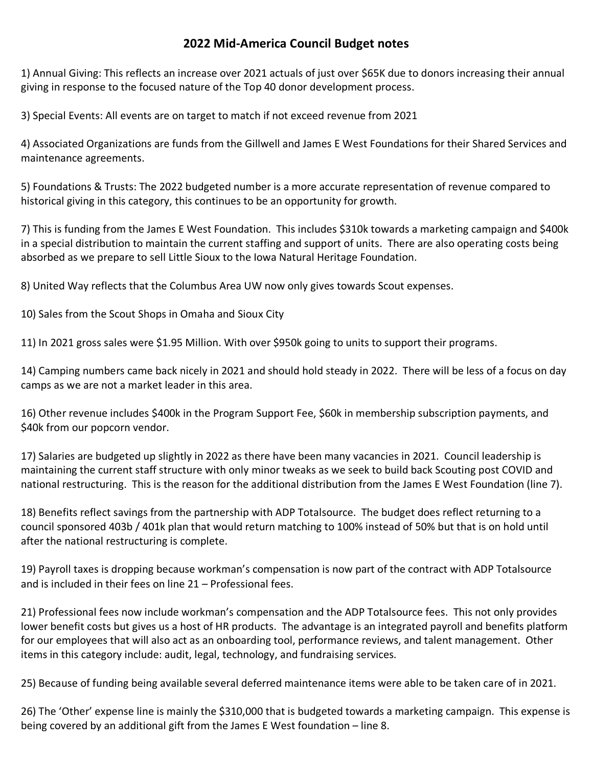# 2022 Mid-America Council Budget notes

1) Annual Giving: This reflects an increase over 2021 actuals of just over $65K due to donors increasing their annual giving in response to the focused nature of the Top 40 donor development process.

3) Special Events: All events are on target to match if not exceed revenue from 2021

4) Associated Organizations are funds from the Gillwell and James E West Foundations for their Shared Services and maintenance agreements.

5) Foundations & Trusts: The 2022 budgeted number is a more accurate representation of revenue compared to historical giving in this category, this continues to be an opportunity for growth.

7) This is funding from the James E West Foundation. This includes $310k towards a marketing campaign and $400k in a special distribution to maintain the current staffing and support of units. There are also operating costs being absorbed as we prepare to sell Little Sioux to the Iowa Natural Heritage Foundation.

8) United Way reflects that the Columbus Area UW now only gives towards Scout expenses.

10) Sales from the Scout Shops in Omaha and Sioux City

11) In 2021 gross sales were $1.95 Million. With over $950k going to units to support their programs.

14) Camping numbers came back nicely in 2021 and should hold steady in 2022. There will be less of a focus on day camps as we are not a market leader in this area.

16) Other revenue includes $400k in the Program Support Fee, $60k in membership subscription payments, and $40k from our popcorn vendor.

17) Salaries are budgeted up slightly in 2022 as there have been many vacancies in 2021. Council leadership is maintaining the current staff structure with only minor tweaks as we seek to build back Scouting post COVID and national restructuring. This is the reason for the additional distribution from the James E West Foundation (line 7).

18) Benefits reflect savings from the partnership with ADP Totalsource. The budget does reflect returning to a council sponsored 403b / 401k plan that would return matching to 100% instead of 50% but that is on hold until after the national restructuring is complete.

19) Payroll taxes is dropping because workman's compensation is now part of the contract with ADP Totalsource and is included in their fees on line 21 – Professional fees.

21) Professional fees now include workman's compensation and the ADP Totalsource fees. This not only provides lower benefit costs but gives us a host of HR products. The advantage is an integrated payroll and benefits platform for our employees that will also act as an onboarding tool, performance reviews, and talent management. Other items in this category include: audit, legal, technology, and fundraising services.

25) Because of funding being available several deferred maintenance items were able to be taken care of in 2021.

26) The 'Other' expense line is mainly the $310,000 that is budgeted towards a marketing campaign. This expense is being covered by an additional gift from the James E West foundation – line 8.